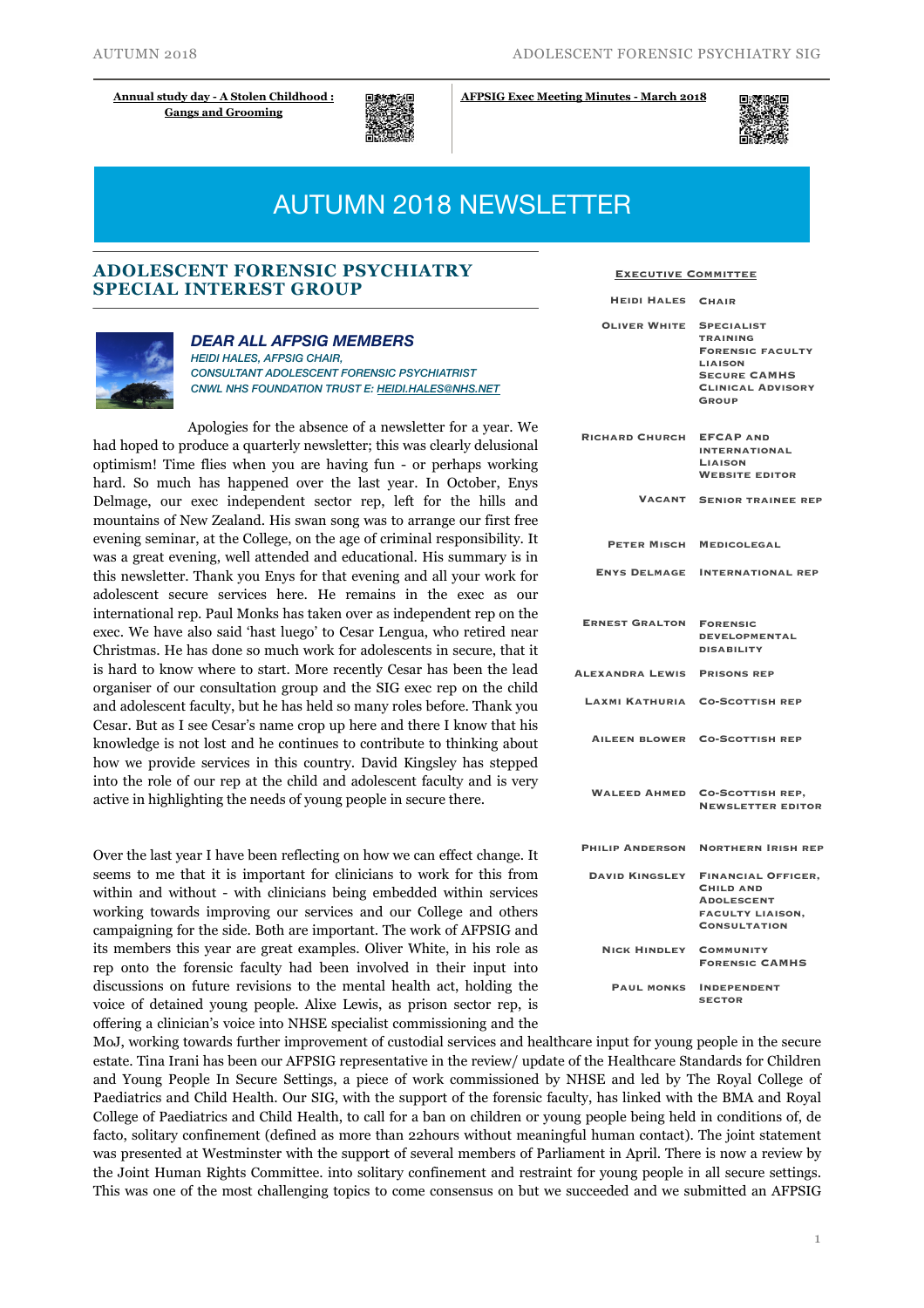**Annual study day - A Stolen Childhood : Gangs and Grooming**

**AFPSIG Exec Meeting Minutes - March 2018**

# AUTUMN 2018 NEWSLETTER

## ADOLESCENT FORENSIC PSYCHIATRY SPECIAL INTEREST GROUP

### *DEAR ALL AFPSIG MEMBERS*

*HEIDI HALES, AFPSIG CHAIR,*
*CONSULTANT ADOLESCENT FORENSIC PSYCHIATRIST*
*CNWL NHS FOUNDATION TRUST E: HEIDI.HALES@NHS.NET*

Apologies for the absence of a newsletter for a year. We had hoped to produce a quarterly newsletter; this was clearly delusional optimism! Time flies when you are having fun - or perhaps working hard. So much has happened over the last year. In October, Enys Delmage, our exec independent sector rep, left for the hills and mountains of New Zealand. His swan song was to arrange our first free evening seminar, at the College, on the age of criminal responsibility. It was a great evening, well attended and educational. His summary is in this newsletter. Thank you Enys for that evening and all your work for adolescent secure services here. He remains in the exec as our international rep. Paul Monks has taken over as independent rep on the exec. We have also said 'hast luego' to Cesar Lengua, who retired near Christmas. He has done so much work for adolescents in secure, that it is hard to know where to start. More recently Cesar has been the lead organiser of our consultation group and the SIG exec rep on the child and adolescent faculty, but he has held so many roles before. Thank you Cesar. But as I see Cesar's name crop up here and there I know that his knowledge is not lost and he continues to contribute to thinking about how we provide services in this country. David Kingsley has stepped into the role of our rep at the child and adolescent faculty and is very active in highlighting the needs of young people in secure there.

Over the last year I have been reflecting on how we can effect change. It seems to me that it is important for clinicians to work for this from within and without - with clinicians being embedded within services working towards improving our services and our College and others campaigning for the side. Both are important. The work of AFPSIG and its members this year are great examples. Oliver White, in his role as rep onto the forensic faculty had been involved in their input into discussions on future revisions to the mental health act, holding the voice of detained young people. Alixe Lewis, as prison sector rep, is offering a clinician's voice into NHSE specialist commissioning and the MoJ, working towards further improvement of custodial services and healthcare input for young people in the secure estate. Tina Irani has been our AFPSIG representative in the review/ update of the Healthcare Standards for Children and Young People In Secure Settings, a piece of work commissioned by NHSE and led by The Royal College of Paediatrics and Child Health. Our SIG, with the support of the forensic faculty, has linked with the BMA and Royal College of Paediatrics and Child Health, to call for a ban on children or young people being held in conditions of, de facto, solitary confinement (defined as more than 22hours without meaningful human contact). The joint statement was presented at Westminster with the support of several members of Parliament in April. There is now a review by the Joint Human Rights Committee. into solitary confinement and restraint for young people in all secure settings. This was one of the most challenging topics to come consensus on but we succeeded and we submitted an AFPSIG

**EXECUTIVE COMMITTEE**

| Name | Role |
|---|---|
| Heidi Hales | Chair |
| Oliver White | Specialist Training, Forensic Faculty Liaison, Secure CAMHS Clinical Advisory Group |
| Richard Church | EFCAP and International Liaison, Website Editor |
| Vacant | Senior Trainee Rep |
| Peter Misch | Medicolegal |
| Enys Delmage | International Rep |
| Ernest Gralton | Forensic Developmental Disability |
| Alexandra Lewis | Prisons Rep |
| Laxmi Kathuria | Co-Scottish Rep |
| Aileen Blower | Co-Scottish Rep |
| Waleed Ahmed | Co-Scottish Rep, Newsletter Editor |
| Philip Anderson | Northern Irish Rep |
| David Kingsley | Financial Officer, Child and Adolescent Faculty Liaison, Consultation Group |
| Nick Hindley | Community Forensic CAMHS |
| Paul Monks | Independent Sector |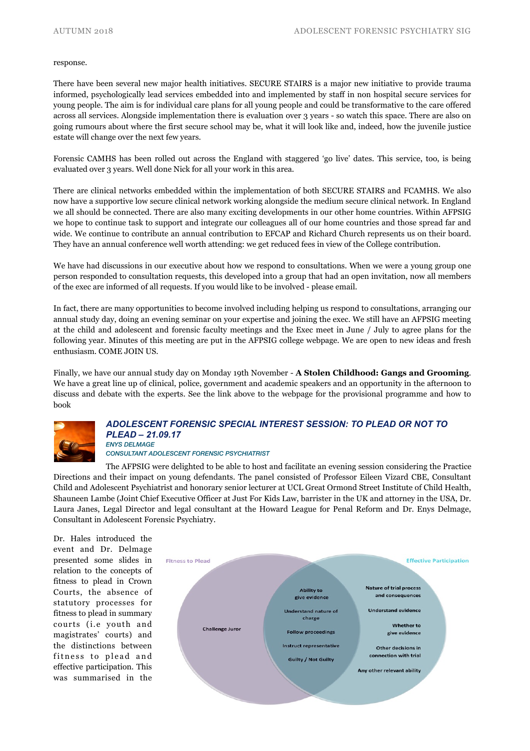response.

There have been several new major health initiatives. SECURE STAIRS is a major new initiative to provide trauma informed, psychologically lead services embedded into and implemented by staff in non hospital secure services for young people. The aim is for individual care plans for all young people and could be transformative to the care offered across all services. Alongside implementation there is evaluation over 3 years - so watch this space. There are also on going rumours about where the first secure school may be, what it will look like and, indeed, how the juvenile justice estate will change over the next few years.

Forensic CAMHS has been rolled out across the England with staggered 'go live' dates. This service, too, is being evaluated over 3 years. Well done Nick for all your work in this area.

There are clinical networks embedded within the implementation of both SECURE STAIRS and FCAMHS. We also now have a supportive low secure clinical network working alongside the medium secure clinical network. In England we all should be connected. There are also many exciting developments in our other home countries. Within AFPSIG we hope to continue task to support and integrate our colleagues all of our home countries and those spread far and wide. We continue to contribute an annual contribution to EFCAP and Richard Church represents us on their board. They have an annual conference well worth attending: we get reduced fees in view of the College contribution.

We have had discussions in our executive about how we respond to consultations. When we were a young group one person responded to consultation requests, this developed into a group that had an open invitation, now all members of the exec are informed of all requests. If you would like to be involved - please email.

In fact, there are many opportunities to become involved including helping us respond to consultations, arranging our annual study day, doing an evening seminar on your expertise and joining the exec. We still have an AFPSIG meeting at the child and adolescent and forensic faculty meetings and the Exec meet in June / July to agree plans for the following year. Minutes of this meeting are put in the AFPSIG college webpage. We are open to new ideas and fresh enthusiasm. COME JOIN US.

Finally, we have our annual study day on Monday 19th November - **A Stolen Childhood: Gangs and Grooming**. We have a great line up of clinical, police, government and academic speakers and an opportunity in the afternoon to discuss and debate with the experts. See the link above to the webpage for the provisional programme and how to book

## *ADOLESCENT FORENSIC SPECIAL INTEREST SESSION: TO PLEAD OR NOT TO PLEAD – 21.09.17*

*ENYS DELMAGE*

*CONSULTANT ADOLESCENT FORENSIC PSYCHIATRIST*

The AFPSIG were delighted to be able to host and facilitate an evening session considering the Practice Directions and their impact on young defendants. The panel consisted of Professor Eileen Vizard CBE, Consultant Child and Adolescent Psychiatrist and honorary senior lecturer at UCL Great Ormond Street Institute of Child Health, Shauneen Lambe (Joint Chief Executive Officer at Just For Kids Law, barrister in the UK and attorney in the USA, Dr. Laura Janes, Legal Director and legal consultant at the Howard League for Penal Reform and Dr. Enys Delmage, Consultant in Adolescent Forensic Psychiatry.

Dr. Hales introduced the event and Dr. Delmage presented some slides in relation to the concepts of fitness to plead in Crown Courts, the absence of statutory processes for fitness to plead in summary courts (i.e youth and magistrates' courts) and the distinctions between fitness to plead and effective participation. This was summarised in the

Fitness to Plead | Effective Participation

- Fitness to Plead only: Challenge Juror
- Both: Ability to give evidence; Understand nature of charge; Follow proceedings; Instruct representative; Guilty / Not Guilty
- Effective Participation only: Nature of trial process and consequences; Understand evidence; Whether to give evidence; Other decisions in connection with trial; Any other relevant ability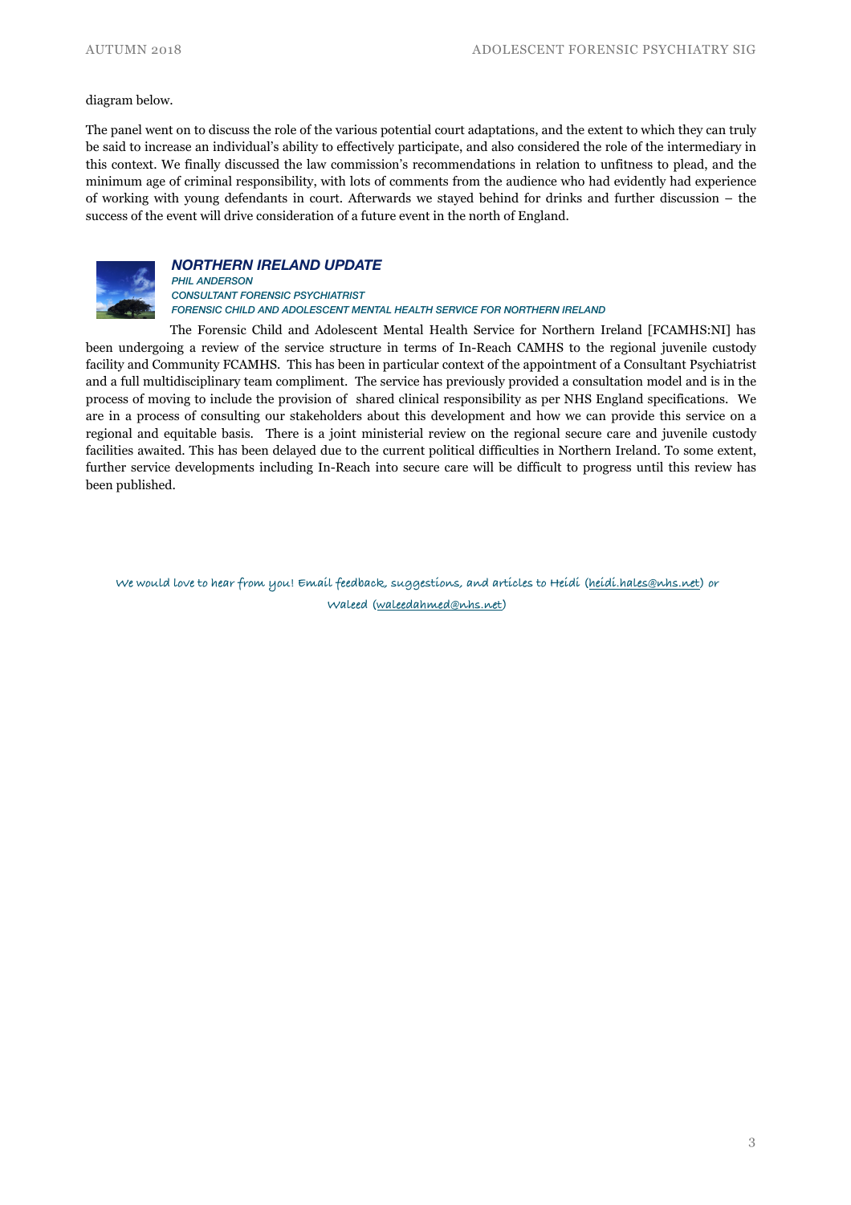diagram below.

The panel went on to discuss the role of the various potential court adaptations, and the extent to which they can truly be said to increase an individual's ability to effectively participate, and also considered the role of the intermediary in this context. We finally discussed the law commission's recommendations in relation to unfitness to plead, and the minimum age of criminal responsibility, with lots of comments from the audience who had evidently had experience of working with young defendants in court. Afterwards we stayed behind for drinks and further discussion – the success of the event will drive consideration of a future event in the north of England.

## *NORTHERN IRELAND UPDATE*

*PHIL ANDERSON*
*CONSULTANT FORENSIC PSYCHIATRIST*
*FORENSIC CHILD AND ADOLESCENT MENTAL HEALTH SERVICE FOR NORTHERN IRELAND*

The Forensic Child and Adolescent Mental Health Service for Northern Ireland [FCAMHS:NI] has been undergoing a review of the service structure in terms of In-Reach CAMHS to the regional juvenile custody facility and Community FCAMHS. This has been in particular context of the appointment of a Consultant Psychiatrist and a full multidisciplinary team compliment. The service has previously provided a consultation model and is in the process of moving to include the provision of shared clinical responsibility as per NHS England specifications. We are in a process of consulting our stakeholders about this development and how we can provide this service on a regional and equitable basis. There is a joint ministerial review on the regional secure care and juvenile custody facilities awaited. This has been delayed due to the current political difficulties in Northern Ireland. To some extent, further service developments including In-Reach into secure care will be difficult to progress until this review has been published.

We would love to hear from you! Email feedback, suggestions, and articles to Heidi (heidi.hales@nhs.net) or Waleed (waleedahmed@nhs.net)